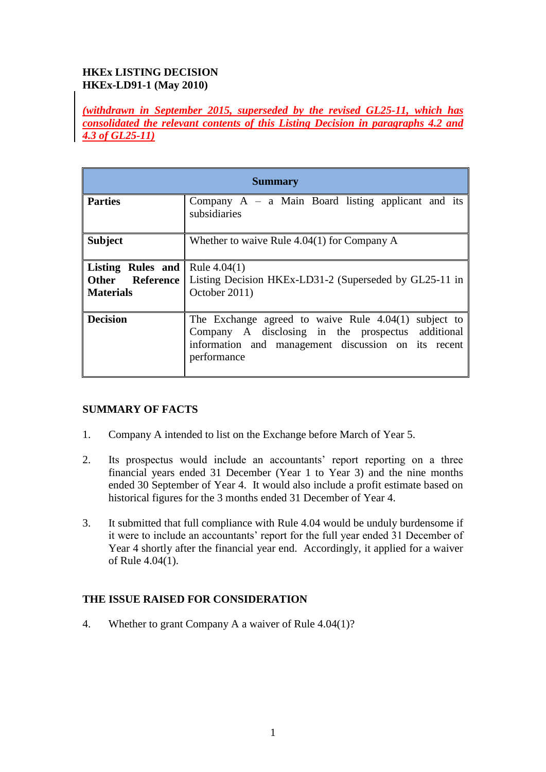**HKEx LISTING DECISION**
**HKEx-LD91-1 (May 2010)**

*(withdrawn in September 2015, superseded by the revised GL25-11, which has consolidated the relevant contents of this Listing Decision in paragraphs 4.2 and 4.3 of GL25-11)*

| **Summary** | |
|---|---|
| **Parties** | Company A – a Main Board listing applicant and its subsidiaries |
| **Subject** | Whether to waive Rule 4.04(1) for Company A |
| **Listing Rules and Other Reference Materials** | Rule 4.04(1)<br>Listing Decision HKEx-LD31-2 (Superseded by GL25-11 in October 2011) |
| **Decision** | The Exchange agreed to waive Rule 4.04(1) subject to Company A disclosing in the prospectus additional information and management discussion on its recent performance |

## SUMMARY OF FACTS

1. Company A intended to list on the Exchange before March of Year 5.

2. Its prospectus would include an accountants' report reporting on a three financial years ended 31 December (Year 1 to Year 3) and the nine months ended 30 September of Year 4. It would also include a profit estimate based on historical figures for the 3 months ended 31 December of Year 4.

3. It submitted that full compliance with Rule 4.04 would be unduly burdensome if it were to include an accountants' report for the full year ended 31 December of Year 4 shortly after the financial year end. Accordingly, it applied for a waiver of Rule 4.04(1).

## THE ISSUE RAISED FOR CONSIDERATION

4. Whether to grant Company A a waiver of Rule 4.04(1)?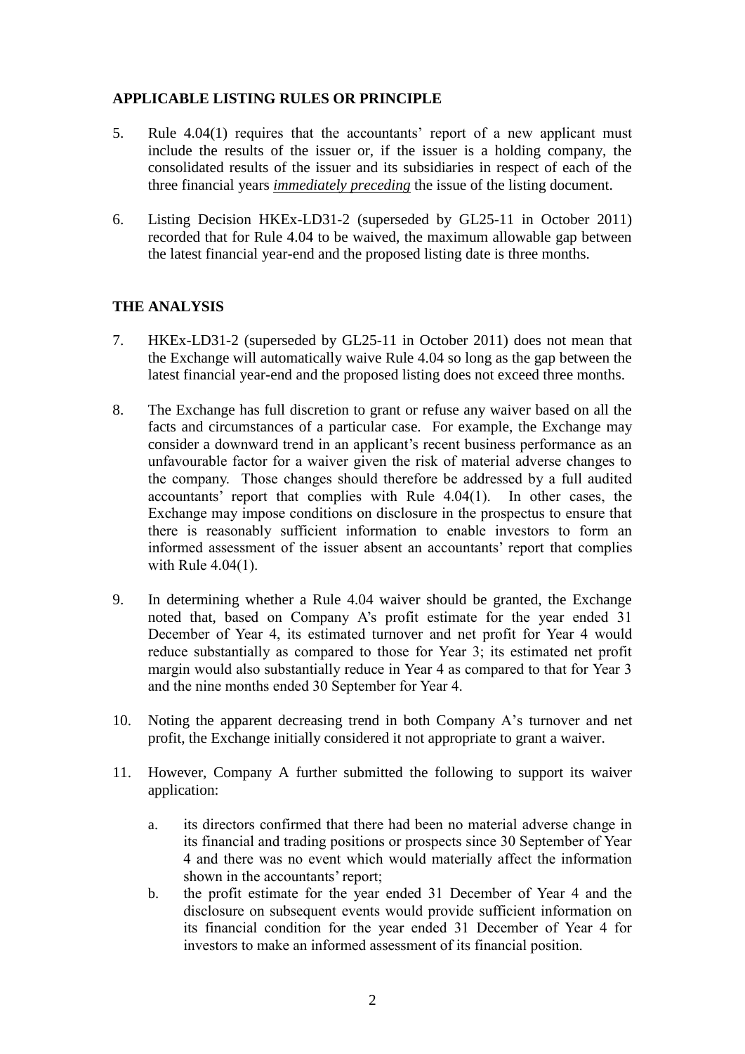## APPLICABLE LISTING RULES OR PRINCIPLE

5. Rule 4.04(1) requires that the accountants' report of a new applicant must include the results of the issuer or, if the issuer is a holding company, the consolidated results of the issuer and its subsidiaries in respect of each of the three financial years ***immediately preceding*** the issue of the listing document.

6. Listing Decision HKEx-LD31-2 (superseded by GL25-11 in October 2011) recorded that for Rule 4.04 to be waived, the maximum allowable gap between the latest financial year-end and the proposed listing date is three months.

## THE ANALYSIS

7. HKEx-LD31-2 (superseded by GL25-11 in October 2011) does not mean that the Exchange will automatically waive Rule 4.04 so long as the gap between the latest financial year-end and the proposed listing does not exceed three months.

8. The Exchange has full discretion to grant or refuse any waiver based on all the facts and circumstances of a particular case. For example, the Exchange may consider a downward trend in an applicant's recent business performance as an unfavourable factor for a waiver given the risk of material adverse changes to the company. Those changes should therefore be addressed by a full audited accountants' report that complies with Rule 4.04(1). In other cases, the Exchange may impose conditions on disclosure in the prospectus to ensure that there is reasonably sufficient information to enable investors to form an informed assessment of the issuer absent an accountants' report that complies with Rule 4.04(1).

9. In determining whether a Rule 4.04 waiver should be granted, the Exchange noted that, based on Company A's profit estimate for the year ended 31 December of Year 4, its estimated turnover and net profit for Year 4 would reduce substantially as compared to those for Year 3; its estimated net profit margin would also substantially reduce in Year 4 as compared to that for Year 3 and the nine months ended 30 September for Year 4.

10. Noting the apparent decreasing trend in both Company A's turnover and net profit, the Exchange initially considered it not appropriate to grant a waiver.

11. However, Company A further submitted the following to support its waiver application:

    a. its directors confirmed that there had been no material adverse change in its financial and trading positions or prospects since 30 September of Year 4 and there was no event which would materially affect the information shown in the accountants' report;

    b. the profit estimate for the year ended 31 December of Year 4 and the disclosure on subsequent events would provide sufficient information on its financial condition for the year ended 31 December of Year 4 for investors to make an informed assessment of its financial position.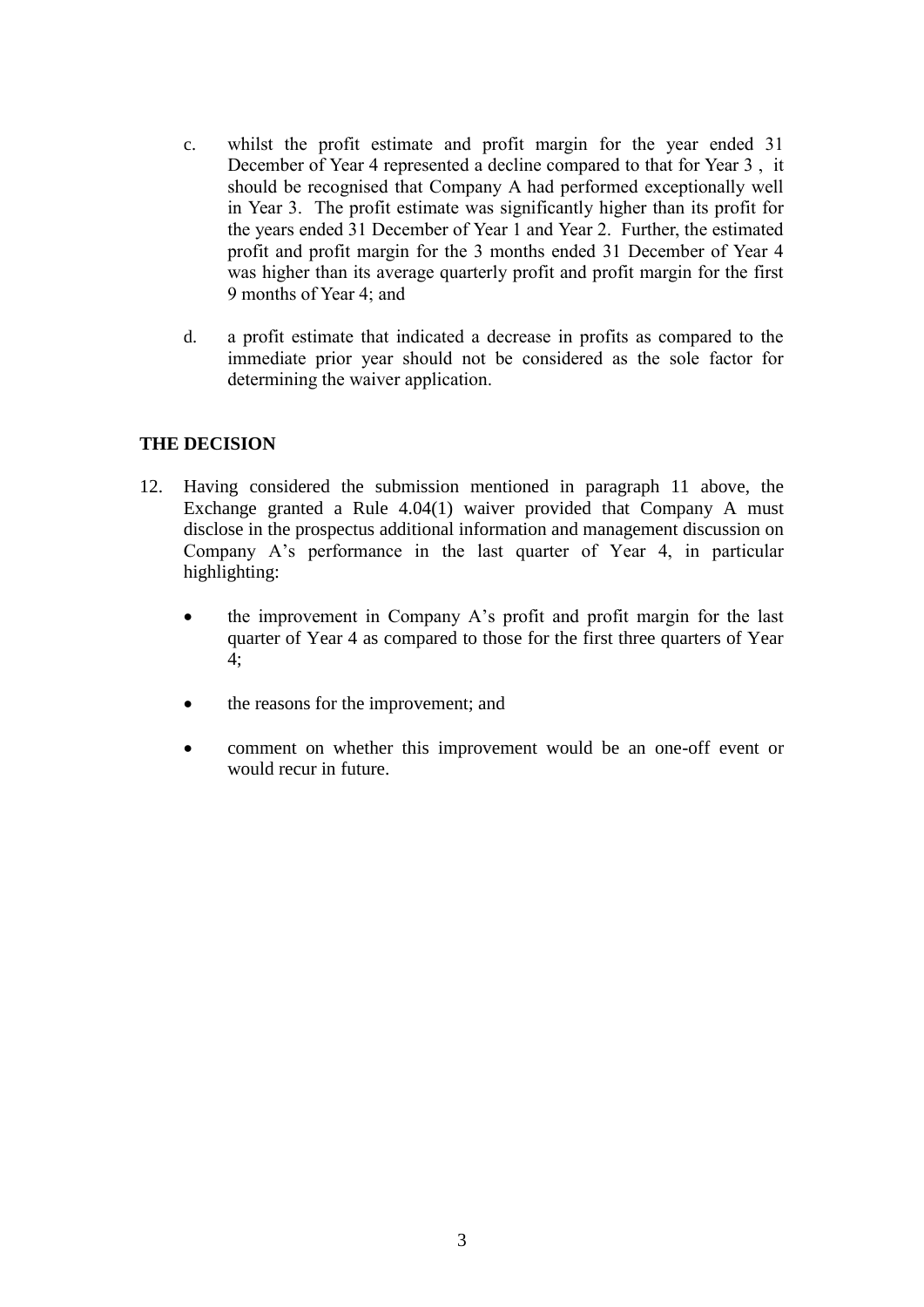c. whilst the profit estimate and profit margin for the year ended 31 December of Year 4 represented a decline compared to that for Year 3 , it should be recognised that Company A had performed exceptionally well in Year 3. The profit estimate was significantly higher than its profit for the years ended 31 December of Year 1 and Year 2. Further, the estimated profit and profit margin for the 3 months ended 31 December of Year 4 was higher than its average quarterly profit and profit margin for the first 9 months of Year 4; and

d. a profit estimate that indicated a decrease in profits as compared to the immediate prior year should not be considered as the sole factor for determining the waiver application.

## THE DECISION

12. Having considered the submission mentioned in paragraph 11 above, the Exchange granted a Rule 4.04(1) waiver provided that Company A must disclose in the prospectus additional information and management discussion on Company A's performance in the last quarter of Year 4, in particular highlighting:

    - the improvement in Company A's profit and profit margin for the last quarter of Year 4 as compared to those for the first three quarters of Year 4;
    - the reasons for the improvement; and
    - comment on whether this improvement would be an one-off event or would recur in future.